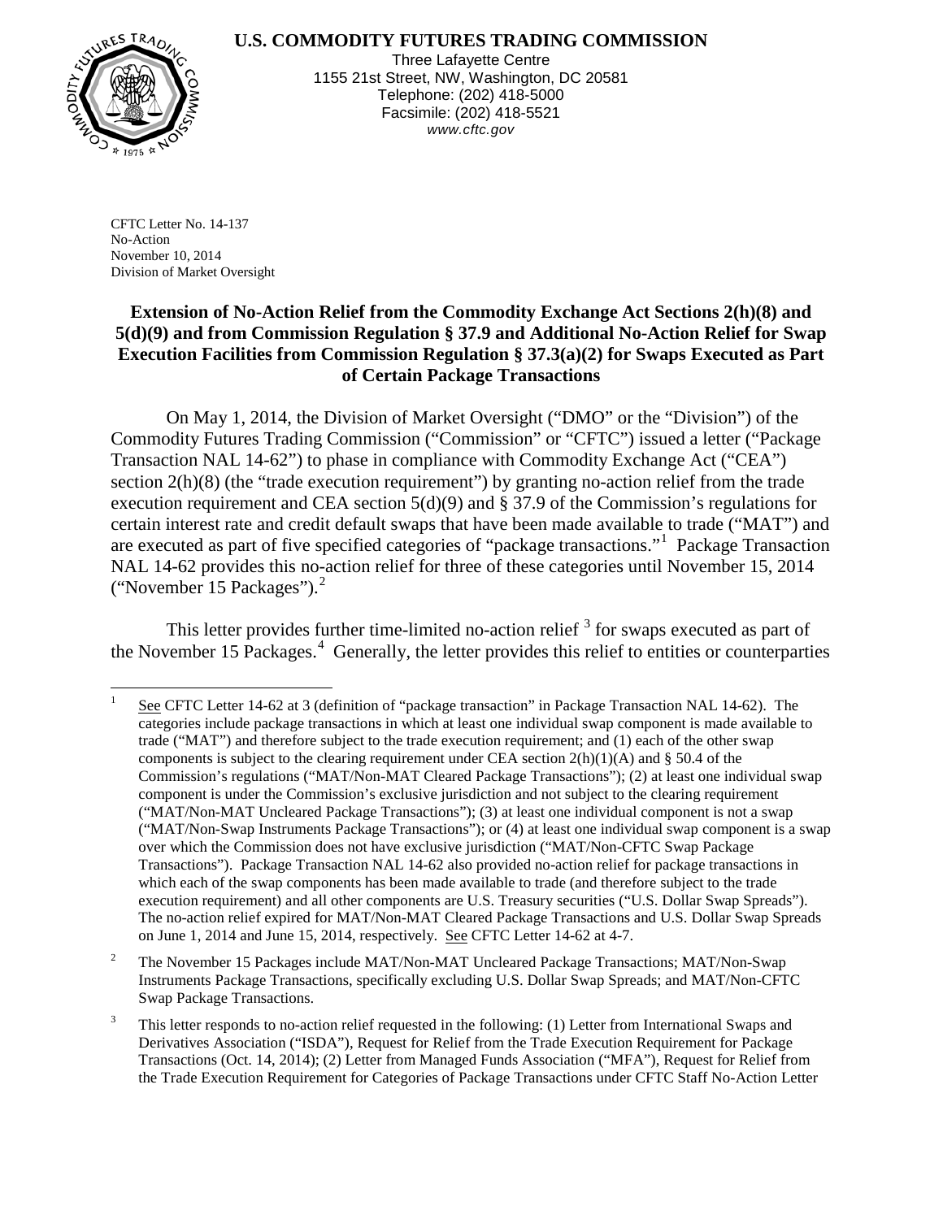**U.S. COMMODITY FUTURES TRADING COMMISSION**

Three Lafayette Centre
1155 21st Street, NW, Washington, DC 20581
Telephone: (202) 418-5000
Facsimile: (202) 418-5521
*www.cftc.gov*

CFTC Letter No. 14-137
No-Action
November 10, 2014
Division of Market Oversight

## Extension of No-Action Relief from the Commodity Exchange Act Sections 2(h)(8) and 5(d)(9) and from Commission Regulation § 37.9 and Additional No-Action Relief for Swap Execution Facilities from Commission Regulation § 37.3(a)(2) for Swaps Executed as Part of Certain Package Transactions

On May 1, 2014, the Division of Market Oversight ("DMO" or the "Division") of the Commodity Futures Trading Commission ("Commission" or "CFTC") issued a letter ("Package Transaction NAL 14-62") to phase in compliance with Commodity Exchange Act ("CEA") section 2(h)(8) (the "trade execution requirement") by granting no-action relief from the trade execution requirement and CEA section 5(d)(9) and § 37.9 of the Commission's regulations for certain interest rate and credit default swaps that have been made available to trade ("MAT") and are executed as part of five specified categories of "package transactions."[1] Package Transaction NAL 14-62 provides this no-action relief for three of these categories until November 15, 2014 ("November 15 Packages").[2]

This letter provides further time-limited no-action relief [3] for swaps executed as part of the November 15 Packages.[4] Generally, the letter provides this relief to entities or counterparties

---

[1] See CFTC Letter 14-62 at 3 (definition of "package transaction" in Package Transaction NAL 14-62). The categories include package transactions in which at least one individual swap component is made available to trade ("MAT") and therefore subject to the trade execution requirement; and (1) each of the other swap components is subject to the clearing requirement under CEA section 2(h)(1)(A) and § 50.4 of the Commission's regulations ("MAT/Non-MAT Cleared Package Transactions"); (2) at least one individual swap component is under the Commission's exclusive jurisdiction and not subject to the clearing requirement ("MAT/Non-MAT Uncleared Package Transactions"); (3) at least one individual component is not a swap ("MAT/Non-Swap Instruments Package Transactions"); or (4) at least one individual swap component is a swap over which the Commission does not have exclusive jurisdiction ("MAT/Non-CFTC Swap Package Transactions"). Package Transaction NAL 14-62 also provided no-action relief for package transactions in which each of the swap components has been made available to trade (and therefore subject to the trade execution requirement) and all other components are U.S. Treasury securities ("U.S. Dollar Swap Spreads"). The no-action relief expired for MAT/Non-MAT Cleared Package Transactions and U.S. Dollar Swap Spreads on June 1, 2014 and June 15, 2014, respectively. See CFTC Letter 14-62 at 4-7.

[2] The November 15 Packages include MAT/Non-MAT Uncleared Package Transactions; MAT/Non-Swap Instruments Package Transactions, specifically excluding U.S. Dollar Swap Spreads; and MAT/Non-CFTC Swap Package Transactions.

[3] This letter responds to no-action relief requested in the following: (1) Letter from International Swaps and Derivatives Association ("ISDA"), Request for Relief from the Trade Execution Requirement for Package Transactions (Oct. 14, 2014); (2) Letter from Managed Funds Association ("MFA"), Request for Relief from the Trade Execution Requirement for Categories of Package Transactions under CFTC Staff No-Action Letter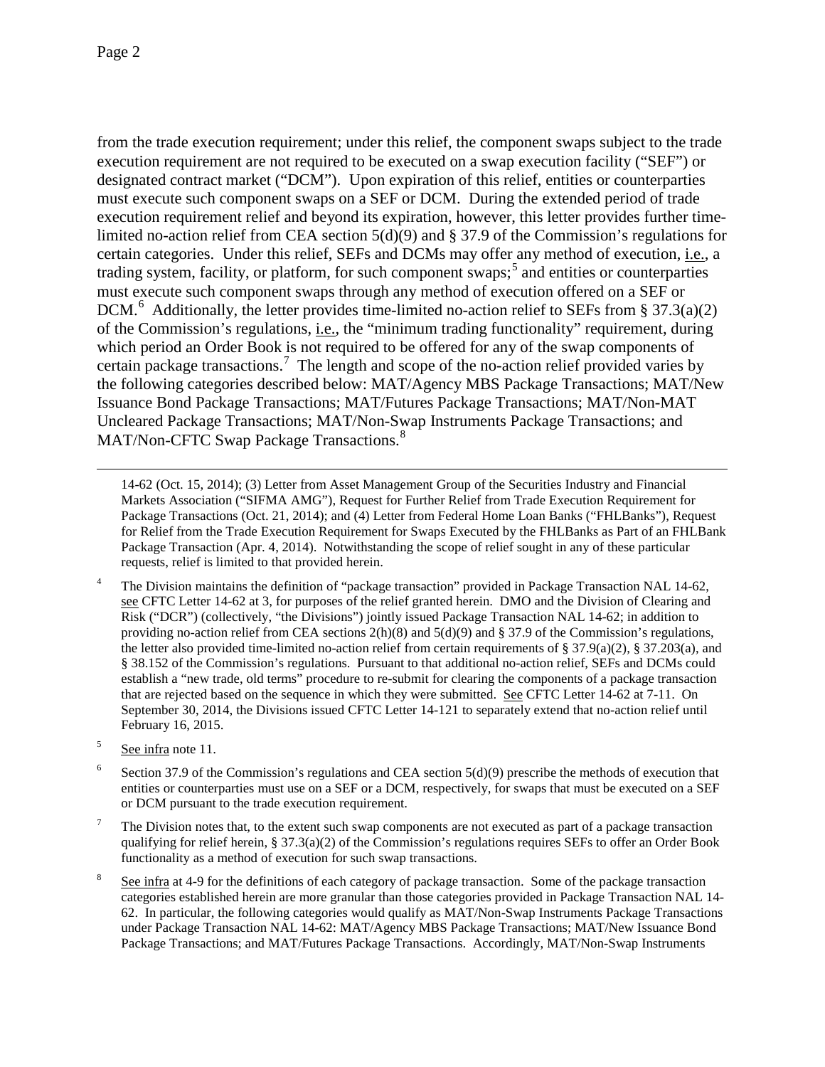from the trade execution requirement; under this relief, the component swaps subject to the trade execution requirement are not required to be executed on a swap execution facility ("SEF") or designated contract market ("DCM"). Upon expiration of this relief, entities or counterparties must execute such component swaps on a SEF or DCM. During the extended period of trade execution requirement relief and beyond its expiration, however, this letter provides further time-limited no-action relief from CEA section 5(d)(9) and § 37.9 of the Commission's regulations for certain categories. Under this relief, SEFs and DCMs may offer any method of execution, i.e., a trading system, facility, or platform, for such component swaps;[5] and entities or counterparties must execute such component swaps through any method of execution offered on a SEF or DCM.[6] Additionally, the letter provides time-limited no-action relief to SEFs from § 37.3(a)(2) of the Commission's regulations, i.e., the "minimum trading functionality" requirement, during which period an Order Book is not required to be offered for any of the swap components of certain package transactions.[7] The length and scope of the no-action relief provided varies by the following categories described below: MAT/Agency MBS Package Transactions; MAT/New Issuance Bond Package Transactions; MAT/Futures Package Transactions; MAT/Non-MAT Uncleared Package Transactions; MAT/Non-Swap Instruments Package Transactions; and MAT/Non-CFTC Swap Package Transactions.[8]

---

14-62 (Oct. 15, 2014); (3) Letter from Asset Management Group of the Securities Industry and Financial Markets Association ("SIFMA AMG"), Request for Further Relief from Trade Execution Requirement for Package Transactions (Oct. 21, 2014); and (4) Letter from Federal Home Loan Banks ("FHLBanks"), Request for Relief from the Trade Execution Requirement for Swaps Executed by the FHLBanks as Part of an FHLBank Package Transaction (Apr. 4, 2014). Notwithstanding the scope of relief sought in any of these particular requests, relief is limited to that provided herein.

[4] The Division maintains the definition of "package transaction" provided in Package Transaction NAL 14-62, see CFTC Letter 14-62 at 3, for purposes of the relief granted herein. DMO and the Division of Clearing and Risk ("DCR") (collectively, "the Divisions") jointly issued Package Transaction NAL 14-62; in addition to providing no-action relief from CEA sections 2(h)(8) and 5(d)(9) and § 37.9 of the Commission's regulations, the letter also provided time-limited no-action relief from certain requirements of § 37.9(a)(2), § 37.203(a), and § 38.152 of the Commission's regulations. Pursuant to that additional no-action relief, SEFs and DCMs could establish a "new trade, old terms" procedure to re-submit for clearing the components of a package transaction that are rejected based on the sequence in which they were submitted. See CFTC Letter 14-62 at 7-11. On September 30, 2014, the Divisions issued CFTC Letter 14-121 to separately extend that no-action relief until February 16, 2015.

[5] See infra note 11.

[6] Section 37.9 of the Commission's regulations and CEA section 5(d)(9) prescribe the methods of execution that entities or counterparties must use on a SEF or a DCM, respectively, for swaps that must be executed on a SEF or DCM pursuant to the trade execution requirement.

[7] The Division notes that, to the extent such swap components are not executed as part of a package transaction qualifying for relief herein, § 37.3(a)(2) of the Commission's regulations requires SEFs to offer an Order Book functionality as a method of execution for such swap transactions.

[8] See infra at 4-9 for the definitions of each category of package transaction. Some of the package transaction categories established herein are more granular than those categories provided in Package Transaction NAL 14-62. In particular, the following categories would qualify as MAT/Non-Swap Instruments Package Transactions under Package Transaction NAL 14-62: MAT/Agency MBS Package Transactions; MAT/New Issuance Bond Package Transactions; and MAT/Futures Package Transactions. Accordingly, MAT/Non-Swap Instruments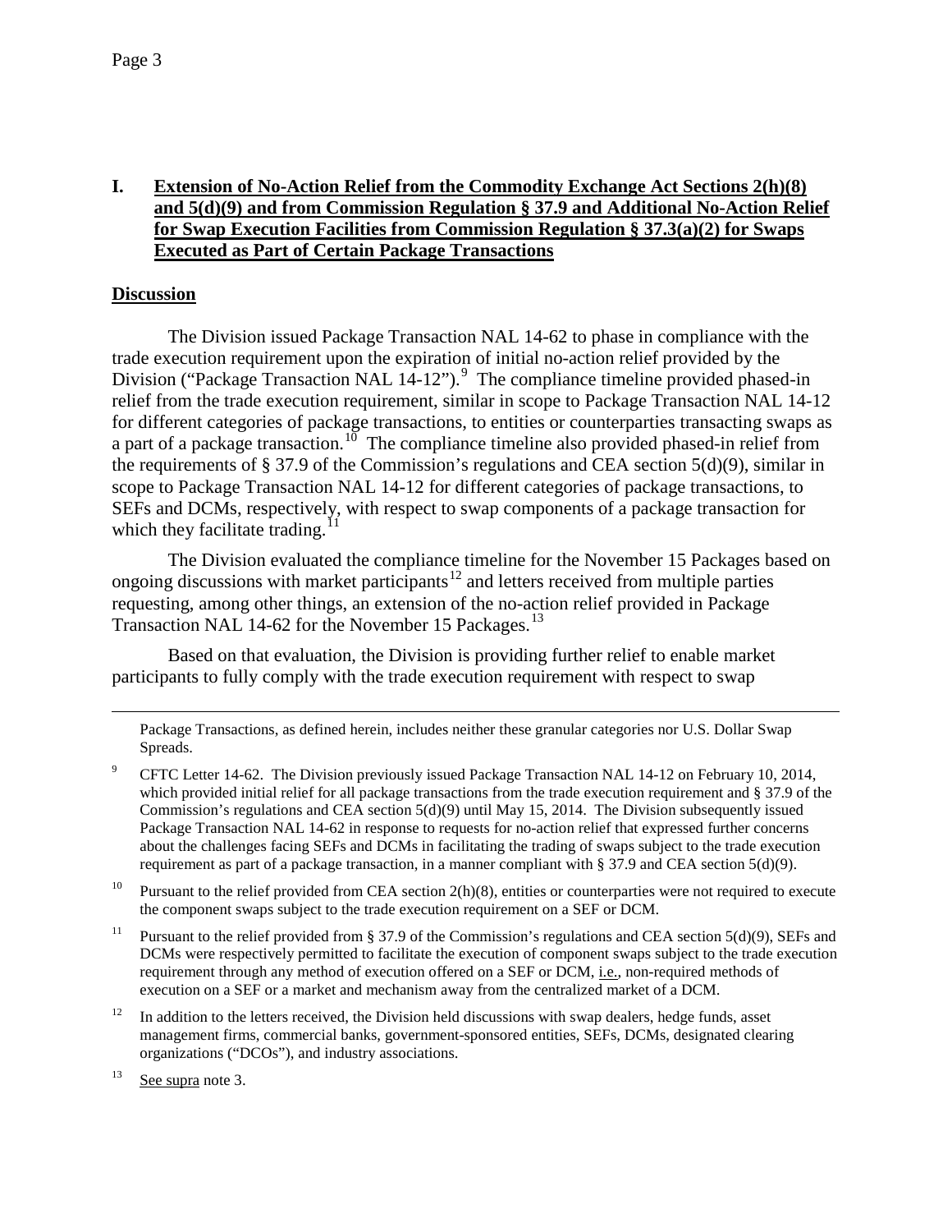## I. Extension of No-Action Relief from the Commodity Exchange Act Sections 2(h)(8) and 5(d)(9) and from Commission Regulation § 37.9 and Additional No-Action Relief for Swap Execution Facilities from Commission Regulation § 37.3(a)(2) for Swaps Executed as Part of Certain Package Transactions

### Discussion

The Division issued Package Transaction NAL 14-62 to phase in compliance with the trade execution requirement upon the expiration of initial no-action relief provided by the Division ("Package Transaction NAL 14-12").[9] The compliance timeline provided phased-in relief from the trade execution requirement, similar in scope to Package Transaction NAL 14-12 for different categories of package transactions, to entities or counterparties transacting swaps as a part of a package transaction.[10] The compliance timeline also provided phased-in relief from the requirements of § 37.9 of the Commission's regulations and CEA section 5(d)(9), similar in scope to Package Transaction NAL 14-12 for different categories of package transactions, to SEFs and DCMs, respectively, with respect to swap components of a package transaction for which they facilitate trading.[11]

The Division evaluated the compliance timeline for the November 15 Packages based on ongoing discussions with market participants[12] and letters received from multiple parties requesting, among other things, an extension of the no-action relief provided in Package Transaction NAL 14-62 for the November 15 Packages.[13]

Based on that evaluation, the Division is providing further relief to enable market participants to fully comply with the trade execution requirement with respect to swap

---

Package Transactions, as defined herein, includes neither these granular categories nor U.S. Dollar Swap Spreads.

[9] CFTC Letter 14-62. The Division previously issued Package Transaction NAL 14-12 on February 10, 2014, which provided initial relief for all package transactions from the trade execution requirement and § 37.9 of the Commission's regulations and CEA section 5(d)(9) until May 15, 2014. The Division subsequently issued Package Transaction NAL 14-62 in response to requests for no-action relief that expressed further concerns about the challenges facing SEFs and DCMs in facilitating the trading of swaps subject to the trade execution requirement as part of a package transaction, in a manner compliant with § 37.9 and CEA section 5(d)(9).

[10] Pursuant to the relief provided from CEA section 2(h)(8), entities or counterparties were not required to execute the component swaps subject to the trade execution requirement on a SEF or DCM.

[11] Pursuant to the relief provided from § 37.9 of the Commission's regulations and CEA section 5(d)(9), SEFs and DCMs were respectively permitted to facilitate the execution of component swaps subject to the trade execution requirement through any method of execution offered on a SEF or DCM, i.e., non-required methods of execution on a SEF or a market and mechanism away from the centralized market of a DCM.

[12] In addition to the letters received, the Division held discussions with swap dealers, hedge funds, asset management firms, commercial banks, government-sponsored entities, SEFs, DCMs, designated clearing organizations ("DCOs"), and industry associations.

[13] See supra note 3.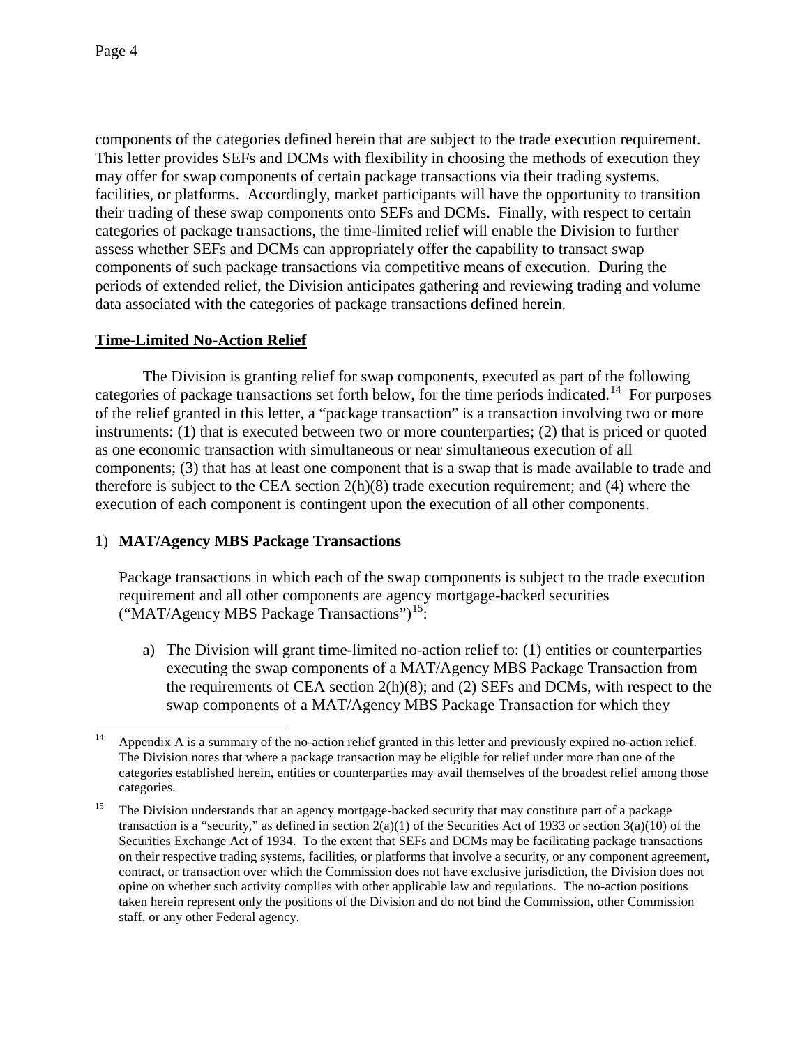components of the categories defined herein that are subject to the trade execution requirement. This letter provides SEFs and DCMs with flexibility in choosing the methods of execution they may offer for swap components of certain package transactions via their trading systems, facilities, or platforms. Accordingly, market participants will have the opportunity to transition their trading of these swap components onto SEFs and DCMs. Finally, with respect to certain categories of package transactions, the time-limited relief will enable the Division to further assess whether SEFs and DCMs can appropriately offer the capability to transact swap components of such package transactions via competitive means of execution. During the periods of extended relief, the Division anticipates gathering and reviewing trading and volume data associated with the categories of package transactions defined herein.

**Time-Limited No-Action Relief**

The Division is granting relief for swap components, executed as part of the following categories of package transactions set forth below, for the time periods indicated.[14] For purposes of the relief granted in this letter, a "package transaction" is a transaction involving two or more instruments: (1) that is executed between two or more counterparties; (2) that is priced or quoted as one economic transaction with simultaneous or near simultaneous execution of all components; (3) that has at least one component that is a swap that is made available to trade and therefore is subject to the CEA section 2(h)(8) trade execution requirement; and (4) where the execution of each component is contingent upon the execution of all other components.

1) **MAT/Agency MBS Package Transactions**

   Package transactions in which each of the swap components is subject to the trade execution requirement and all other components are agency mortgage-backed securities ("MAT/Agency MBS Package Transactions")[15]:

   a) The Division will grant time-limited no-action relief to: (1) entities or counterparties executing the swap components of a MAT/Agency MBS Package Transaction from the requirements of CEA section 2(h)(8); and (2) SEFs and DCMs, with respect to the swap components of a MAT/Agency MBS Package Transaction for which they

[14] Appendix A is a summary of the no-action relief granted in this letter and previously expired no-action relief. The Division notes that where a package transaction may be eligible for relief under more than one of the categories established herein, entities or counterparties may avail themselves of the broadest relief among those categories.

[15] The Division understands that an agency mortgage-backed security that may constitute part of a package transaction is a "security," as defined in section 2(a)(1) of the Securities Act of 1933 or section 3(a)(10) of the Securities Exchange Act of 1934. To the extent that SEFs and DCMs may be facilitating package transactions on their respective trading systems, facilities, or platforms that involve a security, or any component agreement, contract, or transaction over which the Commission does not have exclusive jurisdiction, the Division does not opine on whether such activity complies with other applicable law and regulations. The no-action positions taken herein represent only the positions of the Division and do not bind the Commission, other Commission staff, or any other Federal agency.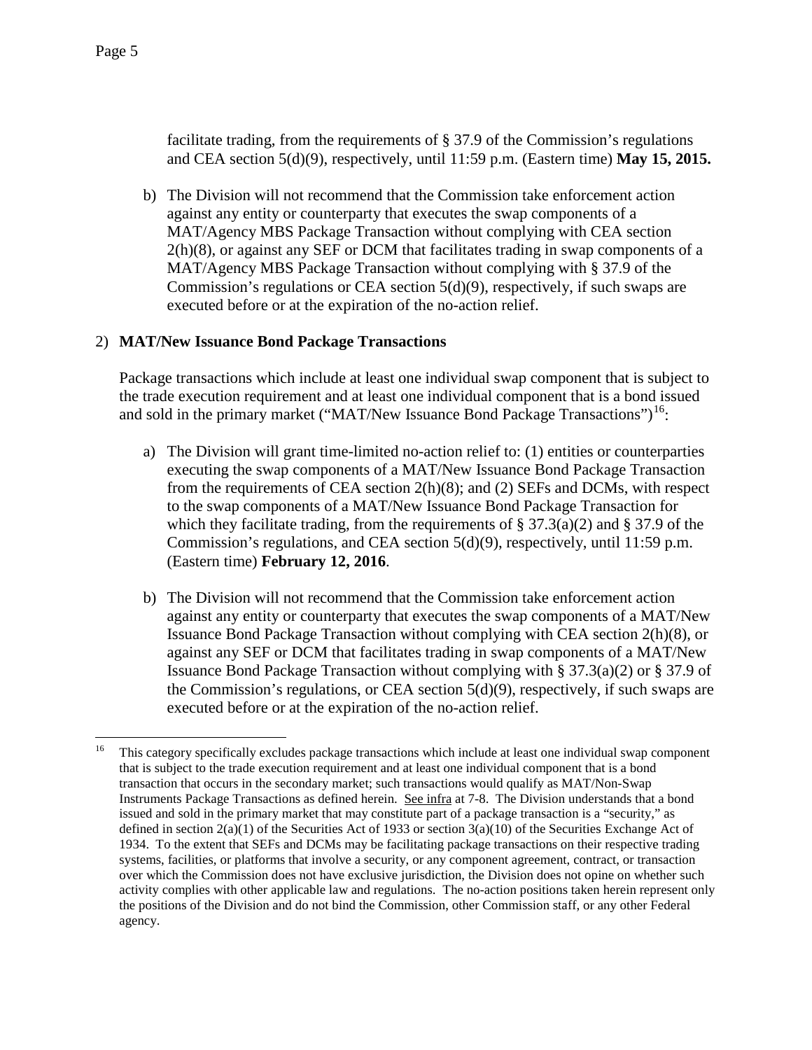facilitate trading, from the requirements of § 37.9 of the Commission's regulations and CEA section 5(d)(9), respectively, until 11:59 p.m. (Eastern time) **May 15, 2015.**

b) The Division will not recommend that the Commission take enforcement action against any entity or counterparty that executes the swap components of a MAT/Agency MBS Package Transaction without complying with CEA section 2(h)(8), or against any SEF or DCM that facilitates trading in swap components of a MAT/Agency MBS Package Transaction without complying with § 37.9 of the Commission's regulations or CEA section 5(d)(9), respectively, if such swaps are executed before or at the expiration of the no-action relief.

2) **MAT/New Issuance Bond Package Transactions**

Package transactions which include at least one individual swap component that is subject to the trade execution requirement and at least one individual component that is a bond issued and sold in the primary market ("MAT/New Issuance Bond Package Transactions")[16]:

a) The Division will grant time-limited no-action relief to: (1) entities or counterparties executing the swap components of a MAT/New Issuance Bond Package Transaction from the requirements of CEA section 2(h)(8); and (2) SEFs and DCMs, with respect to the swap components of a MAT/New Issuance Bond Package Transaction for which they facilitate trading, from the requirements of § 37.3(a)(2) and § 37.9 of the Commission's regulations, and CEA section 5(d)(9), respectively, until 11:59 p.m. (Eastern time) **February 12, 2016**.

b) The Division will not recommend that the Commission take enforcement action against any entity or counterparty that executes the swap components of a MAT/New Issuance Bond Package Transaction without complying with CEA section 2(h)(8), or against any SEF or DCM that facilitates trading in swap components of a MAT/New Issuance Bond Package Transaction without complying with § 37.3(a)(2) or § 37.9 of the Commission's regulations, or CEA section 5(d)(9), respectively, if such swaps are executed before or at the expiration of the no-action relief.

[16] This category specifically excludes package transactions which include at least one individual swap component that is subject to the trade execution requirement and at least one individual component that is a bond transaction that occurs in the secondary market; such transactions would qualify as MAT/Non-Swap Instruments Package Transactions as defined herein. See infra at 7-8. The Division understands that a bond issued and sold in the primary market that may constitute part of a package transaction is a "security," as defined in section 2(a)(1) of the Securities Act of 1933 or section 3(a)(10) of the Securities Exchange Act of 1934. To the extent that SEFs and DCMs may be facilitating package transactions on their respective trading systems, facilities, or platforms that involve a security, or any component agreement, contract, or transaction over which the Commission does not have exclusive jurisdiction, the Division does not opine on whether such activity complies with other applicable law and regulations. The no-action positions taken herein represent only the positions of the Division and do not bind the Commission, other Commission staff, or any other Federal agency.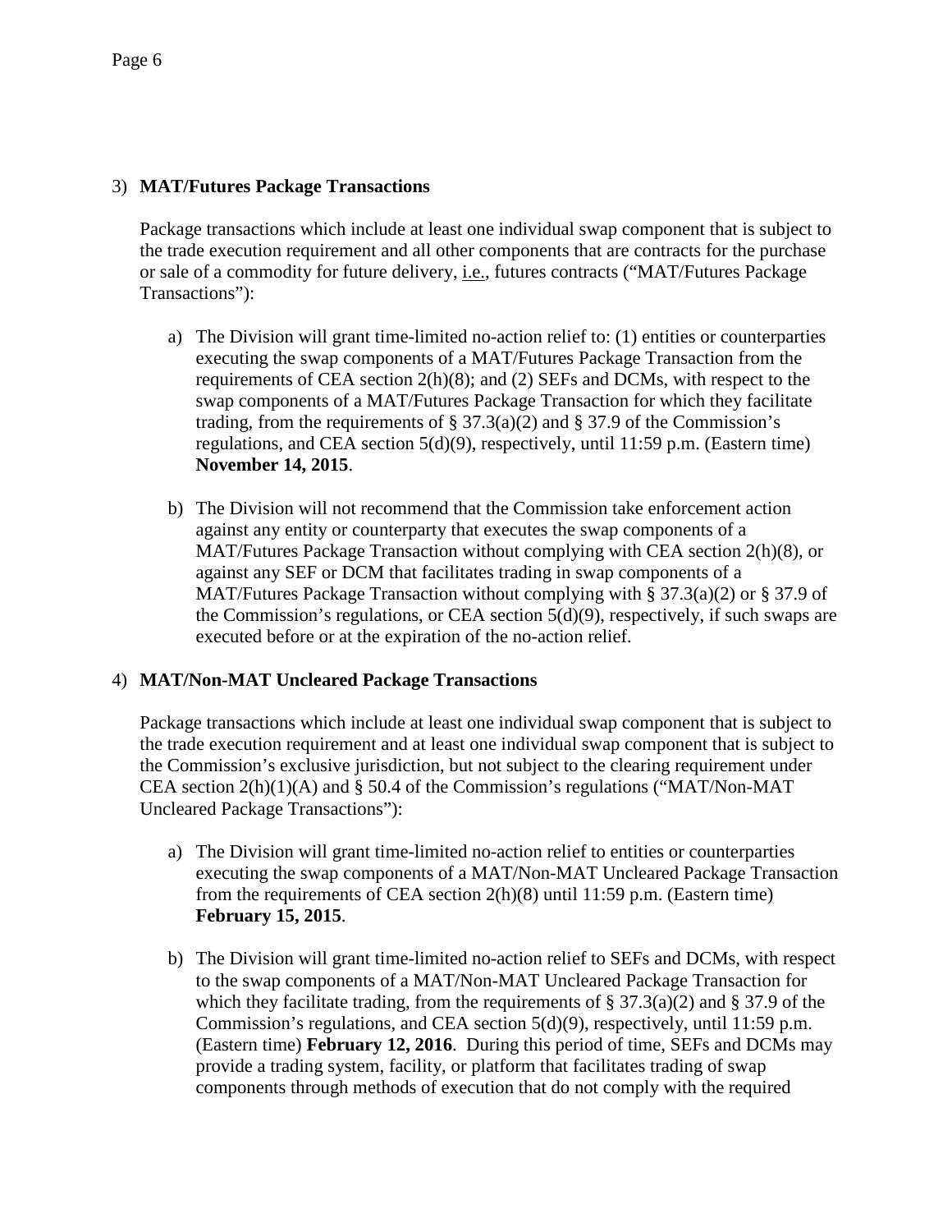3) **MAT/Futures Package Transactions**

Package transactions which include at least one individual swap component that is subject to the trade execution requirement and all other components that are contracts for the purchase or sale of a commodity for future delivery, i.e., futures contracts ("MAT/Futures Package Transactions"):

a) The Division will grant time-limited no-action relief to: (1) entities or counterparties executing the swap components of a MAT/Futures Package Transaction from the requirements of CEA section 2(h)(8); and (2) SEFs and DCMs, with respect to the swap components of a MAT/Futures Package Transaction for which they facilitate trading, from the requirements of § 37.3(a)(2) and § 37.9 of the Commission's regulations, and CEA section 5(d)(9), respectively, until 11:59 p.m. (Eastern time) **November 14, 2015**.

b) The Division will not recommend that the Commission take enforcement action against any entity or counterparty that executes the swap components of a MAT/Futures Package Transaction without complying with CEA section 2(h)(8), or against any SEF or DCM that facilitates trading in swap components of a MAT/Futures Package Transaction without complying with § 37.3(a)(2) or § 37.9 of the Commission's regulations, or CEA section 5(d)(9), respectively, if such swaps are executed before or at the expiration of the no-action relief.

4) **MAT/Non-MAT Uncleared Package Transactions**

Package transactions which include at least one individual swap component that is subject to the trade execution requirement and at least one individual swap component that is subject to the Commission's exclusive jurisdiction, but not subject to the clearing requirement under CEA section 2(h)(1)(A) and § 50.4 of the Commission's regulations ("MAT/Non-MAT Uncleared Package Transactions"):

a) The Division will grant time-limited no-action relief to entities or counterparties executing the swap components of a MAT/Non-MAT Uncleared Package Transaction from the requirements of CEA section 2(h)(8) until 11:59 p.m. (Eastern time) **February 15, 2015**.

b) The Division will grant time-limited no-action relief to SEFs and DCMs, with respect to the swap components of a MAT/Non-MAT Uncleared Package Transaction for which they facilitate trading, from the requirements of § 37.3(a)(2) and § 37.9 of the Commission's regulations, and CEA section 5(d)(9), respectively, until 11:59 p.m. (Eastern time) **February 12, 2016**. During this period of time, SEFs and DCMs may provide a trading system, facility, or platform that facilitates trading of swap components through methods of execution that do not comply with the required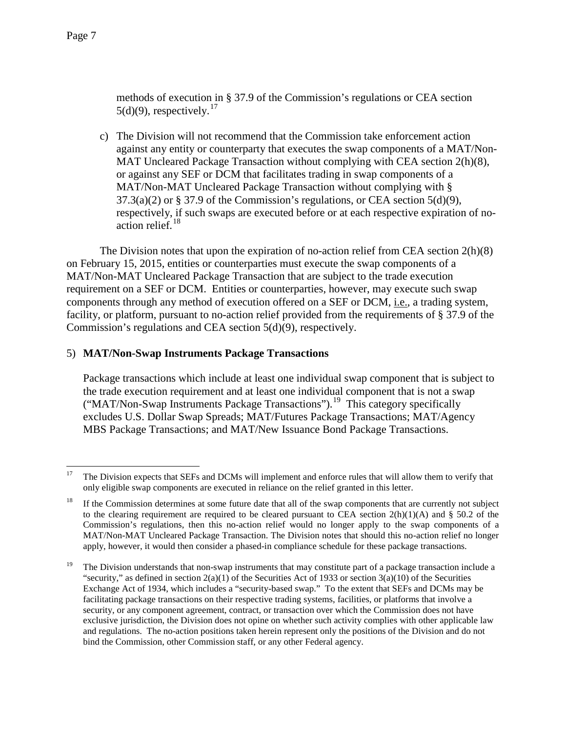methods of execution in § 37.9 of the Commission's regulations or CEA section 5(d)(9), respectively.[17]

c) The Division will not recommend that the Commission take enforcement action against any entity or counterparty that executes the swap components of a MAT/Non-MAT Uncleared Package Transaction without complying with CEA section 2(h)(8), or against any SEF or DCM that facilitates trading in swap components of a MAT/Non-MAT Uncleared Package Transaction without complying with § 37.3(a)(2) or § 37.9 of the Commission's regulations, or CEA section 5(d)(9), respectively, if such swaps are executed before or at each respective expiration of no-action relief.[18]

The Division notes that upon the expiration of no-action relief from CEA section 2(h)(8) on February 15, 2015, entities or counterparties must execute the swap components of a MAT/Non-MAT Uncleared Package Transaction that are subject to the trade execution requirement on a SEF or DCM. Entities or counterparties, however, may execute such swap components through any method of execution offered on a SEF or DCM, i.e., a trading system, facility, or platform, pursuant to no-action relief provided from the requirements of § 37.9 of the Commission's regulations and CEA section 5(d)(9), respectively.

5) **MAT/Non-Swap Instruments Package Transactions**

Package transactions which include at least one individual swap component that is subject to the trade execution requirement and at least one individual component that is not a swap ("MAT/Non-Swap Instruments Package Transactions").[19] This category specifically excludes U.S. Dollar Swap Spreads; MAT/Futures Package Transactions; MAT/Agency MBS Package Transactions; and MAT/New Issuance Bond Package Transactions.

---

[17] The Division expects that SEFs and DCMs will implement and enforce rules that will allow them to verify that only eligible swap components are executed in reliance on the relief granted in this letter.

[18] If the Commission determines at some future date that all of the swap components that are currently not subject to the clearing requirement are required to be cleared pursuant to CEA section 2(h)(1)(A) and § 50.2 of the Commission's regulations, then this no-action relief would no longer apply to the swap components of a MAT/Non-MAT Uncleared Package Transaction. The Division notes that should this no-action relief no longer apply, however, it would then consider a phased-in compliance schedule for these package transactions.

[19] The Division understands that non-swap instruments that may constitute part of a package transaction include a "security," as defined in section 2(a)(1) of the Securities Act of 1933 or section 3(a)(10) of the Securities Exchange Act of 1934, which includes a "security-based swap." To the extent that SEFs and DCMs may be facilitating package transactions on their respective trading systems, facilities, or platforms that involve a security, or any component agreement, contract, or transaction over which the Commission does not have exclusive jurisdiction, the Division does not opine on whether such activity complies with other applicable law and regulations. The no-action positions taken herein represent only the positions of the Division and do not bind the Commission, other Commission staff, or any other Federal agency.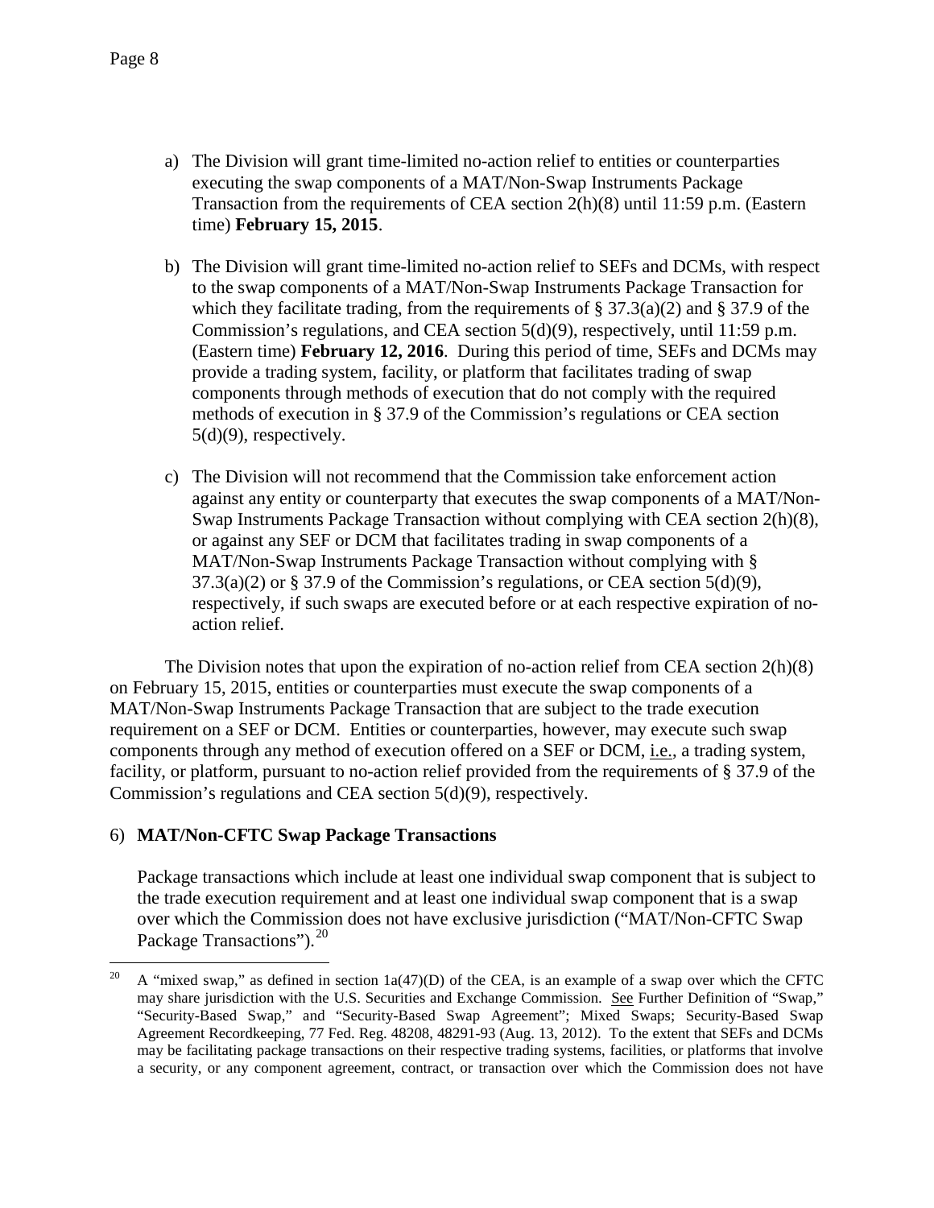a) The Division will grant time-limited no-action relief to entities or counterparties executing the swap components of a MAT/Non-Swap Instruments Package Transaction from the requirements of CEA section 2(h)(8) until 11:59 p.m. (Eastern time) **February 15, 2015**.

b) The Division will grant time-limited no-action relief to SEFs and DCMs, with respect to the swap components of a MAT/Non-Swap Instruments Package Transaction for which they facilitate trading, from the requirements of § 37.3(a)(2) and § 37.9 of the Commission's regulations, and CEA section 5(d)(9), respectively, until 11:59 p.m. (Eastern time) **February 12, 2016**. During this period of time, SEFs and DCMs may provide a trading system, facility, or platform that facilitates trading of swap components through methods of execution that do not comply with the required methods of execution in § 37.9 of the Commission's regulations or CEA section 5(d)(9), respectively.

c) The Division will not recommend that the Commission take enforcement action against any entity or counterparty that executes the swap components of a MAT/Non-Swap Instruments Package Transaction without complying with CEA section 2(h)(8), or against any SEF or DCM that facilitates trading in swap components of a MAT/Non-Swap Instruments Package Transaction without complying with § 37.3(a)(2) or § 37.9 of the Commission's regulations, or CEA section 5(d)(9), respectively, if such swaps are executed before or at each respective expiration of no-action relief.

The Division notes that upon the expiration of no-action relief from CEA section 2(h)(8) on February 15, 2015, entities or counterparties must execute the swap components of a MAT/Non-Swap Instruments Package Transaction that are subject to the trade execution requirement on a SEF or DCM. Entities or counterparties, however, may execute such swap components through any method of execution offered on a SEF or DCM, i.e., a trading system, facility, or platform, pursuant to no-action relief provided from the requirements of § 37.9 of the Commission's regulations and CEA section 5(d)(9), respectively.

6) **MAT/Non-CFTC Swap Package Transactions**

Package transactions which include at least one individual swap component that is subject to the trade execution requirement and at least one individual swap component that is a swap over which the Commission does not have exclusive jurisdiction ("MAT/Non-CFTC Swap Package Transactions").[20]

[20] A "mixed swap," as defined in section 1a(47)(D) of the CEA, is an example of a swap over which the CFTC may share jurisdiction with the U.S. Securities and Exchange Commission. See Further Definition of "Swap," "Security-Based Swap," and "Security-Based Swap Agreement"; Mixed Swaps; Security-Based Swap Agreement Recordkeeping, 77 Fed. Reg. 48208, 48291-93 (Aug. 13, 2012). To the extent that SEFs and DCMs may be facilitating package transactions on their respective trading systems, facilities, or platforms that involve a security, or any component agreement, contract, or transaction over which the Commission does not have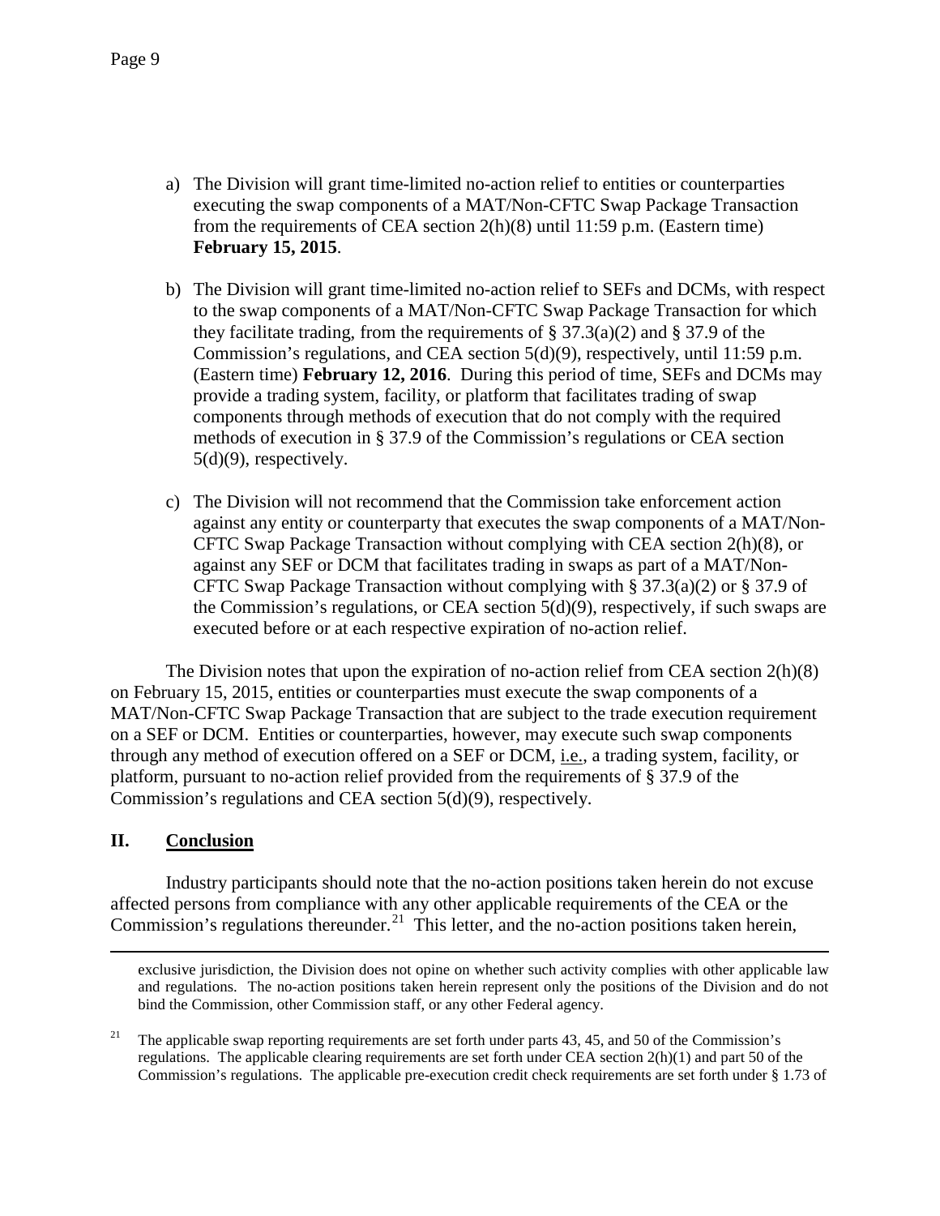a) The Division will grant time-limited no-action relief to entities or counterparties executing the swap components of a MAT/Non-CFTC Swap Package Transaction from the requirements of CEA section 2(h)(8) until 11:59 p.m. (Eastern time) **February 15, 2015**.

b) The Division will grant time-limited no-action relief to SEFs and DCMs, with respect to the swap components of a MAT/Non-CFTC Swap Package Transaction for which they facilitate trading, from the requirements of § 37.3(a)(2) and § 37.9 of the Commission's regulations, and CEA section 5(d)(9), respectively, until 11:59 p.m. (Eastern time) **February 12, 2016**. During this period of time, SEFs and DCMs may provide a trading system, facility, or platform that facilitates trading of swap components through methods of execution that do not comply with the required methods of execution in § 37.9 of the Commission's regulations or CEA section 5(d)(9), respectively.

c) The Division will not recommend that the Commission take enforcement action against any entity or counterparty that executes the swap components of a MAT/Non-CFTC Swap Package Transaction without complying with CEA section 2(h)(8), or against any SEF or DCM that facilitates trading in swaps as part of a MAT/Non-CFTC Swap Package Transaction without complying with § 37.3(a)(2) or § 37.9 of the Commission's regulations, or CEA section 5(d)(9), respectively, if such swaps are executed before or at each respective expiration of no-action relief.

The Division notes that upon the expiration of no-action relief from CEA section 2(h)(8) on February 15, 2015, entities or counterparties must execute the swap components of a MAT/Non-CFTC Swap Package Transaction that are subject to the trade execution requirement on a SEF or DCM. Entities or counterparties, however, may execute such swap components through any method of execution offered on a SEF or DCM, i.e., a trading system, facility, or platform, pursuant to no-action relief provided from the requirements of § 37.9 of the Commission's regulations and CEA section 5(d)(9), respectively.

## II. Conclusion

Industry participants should note that the no-action positions taken herein do not excuse affected persons from compliance with any other applicable requirements of the CEA or the Commission's regulations thereunder.[21] This letter, and the no-action positions taken herein,

---

exclusive jurisdiction, the Division does not opine on whether such activity complies with other applicable law and regulations. The no-action positions taken herein represent only the positions of the Division and do not bind the Commission, other Commission staff, or any other Federal agency.

[21] The applicable swap reporting requirements are set forth under parts 43, 45, and 50 of the Commission's regulations. The applicable clearing requirements are set forth under CEA section 2(h)(1) and part 50 of the Commission's regulations. The applicable pre-execution credit check requirements are set forth under § 1.73 of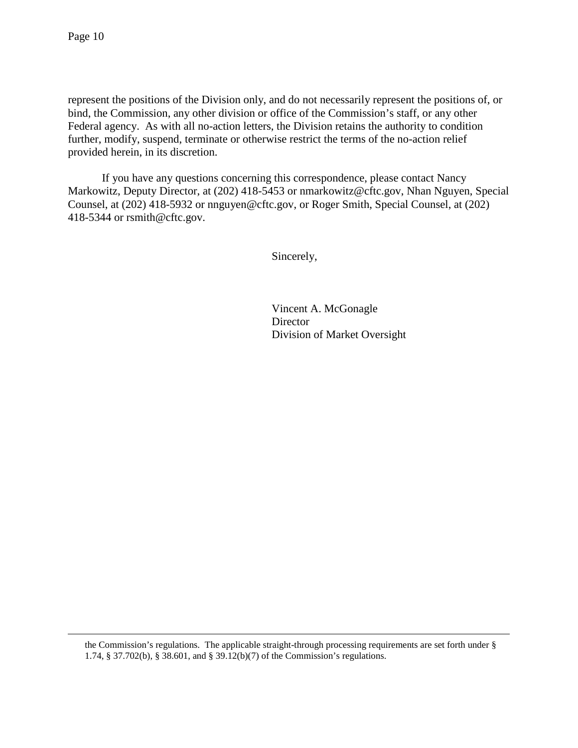represent the positions of the Division only, and do not necessarily represent the positions of, or bind, the Commission, any other division or office of the Commission's staff, or any other Federal agency. As with all no-action letters, the Division retains the authority to condition further, modify, suspend, terminate or otherwise restrict the terms of the no-action relief provided herein, in its discretion.

If you have any questions concerning this correspondence, please contact Nancy Markowitz, Deputy Director, at (202) 418-5453 or nmarkowitz@cftc.gov, Nhan Nguyen, Special Counsel, at (202) 418-5932 or nnguyen@cftc.gov, or Roger Smith, Special Counsel, at (202) 418-5344 or rsmith@cftc.gov.

Sincerely,

Vincent A. McGonagle
Director
Division of Market Oversight

---

the Commission's regulations. The applicable straight-through processing requirements are set forth under § 1.74, § 37.702(b), § 38.601, and § 39.12(b)(7) of the Commission's regulations.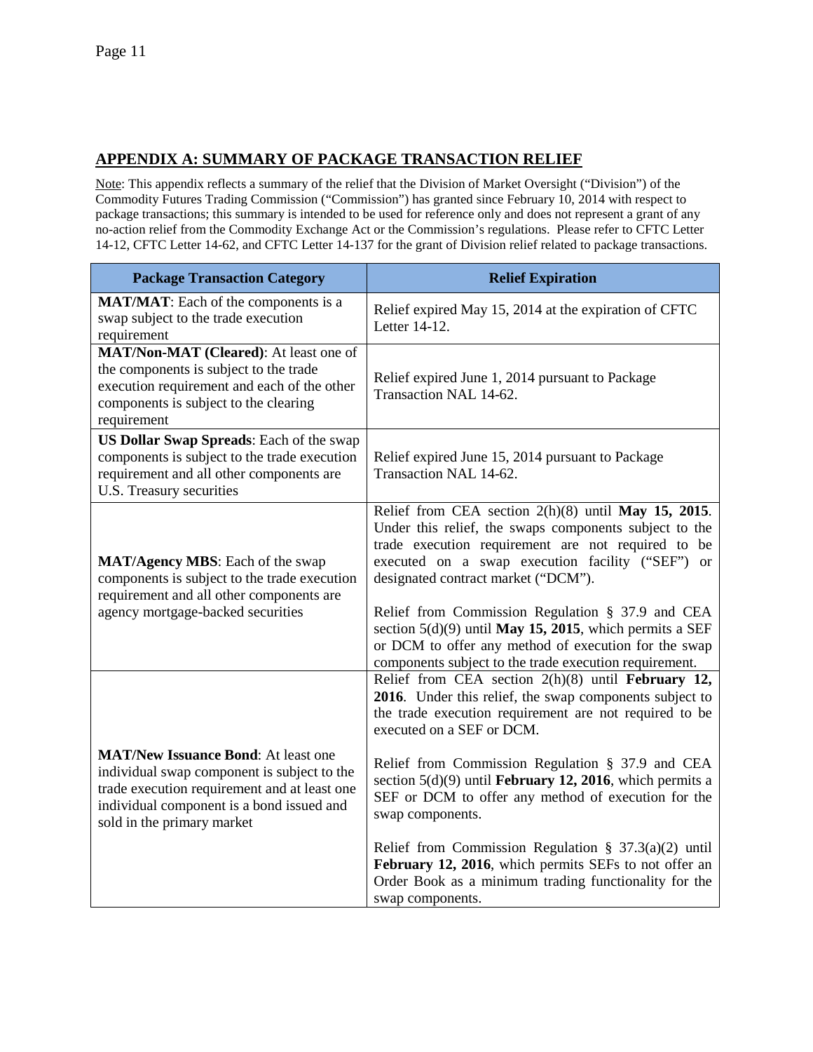## APPENDIX A: SUMMARY OF PACKAGE TRANSACTION RELIEF

Note: This appendix reflects a summary of the relief that the Division of Market Oversight ("Division") of the Commodity Futures Trading Commission ("Commission") has granted since February 10, 2014 with respect to package transactions; this summary is intended to be used for reference only and does not represent a grant of any no-action relief from the Commodity Exchange Act or the Commission's regulations. Please refer to CFTC Letter 14-12, CFTC Letter 14-62, and CFTC Letter 14-137 for the grant of Division relief related to package transactions.

| Package Transaction Category | Relief Expiration |
|---|---|
| **MAT/MAT**: Each of the components is a swap subject to the trade execution requirement | Relief expired May 15, 2014 at the expiration of CFTC Letter 14-12. |
| **MAT/Non-MAT (Cleared)**: At least one of the components is subject to the trade execution requirement and each of the other components is subject to the clearing requirement | Relief expired June 1, 2014 pursuant to Package Transaction NAL 14-62. |
| **US Dollar Swap Spreads**: Each of the swap components is subject to the trade execution requirement and all other components are U.S. Treasury securities | Relief expired June 15, 2014 pursuant to Package Transaction NAL 14-62. |
| **MAT/Agency MBS**: Each of the swap components is subject to the trade execution requirement and all other components are agency mortgage-backed securities | Relief from CEA section 2(h)(8) until **May 15, 2015**. Under this relief, the swaps components subject to the trade execution requirement are not required to be executed on a swap execution facility ("SEF") or designated contract market ("DCM").<br><br>Relief from Commission Regulation § 37.9 and CEA section 5(d)(9) until **May 15, 2015**, which permits a SEF or DCM to offer any method of execution for the swap components subject to the trade execution requirement. |
| **MAT/New Issuance Bond**: At least one individual swap component is subject to the trade execution requirement and at least one individual component is a bond issued and sold in the primary market | Relief from CEA section 2(h)(8) until **February 12, 2016**. Under this relief, the swap components subject to the trade execution requirement are not required to be executed on a SEF or DCM.<br><br>Relief from Commission Regulation § 37.9 and CEA section 5(d)(9) until **February 12, 2016**, which permits a SEF or DCM to offer any method of execution for the swap components.<br><br>Relief from Commission Regulation § 37.3(a)(2) until **February 12, 2016**, which permits SEFs to not offer an Order Book as a minimum trading functionality for the swap components. |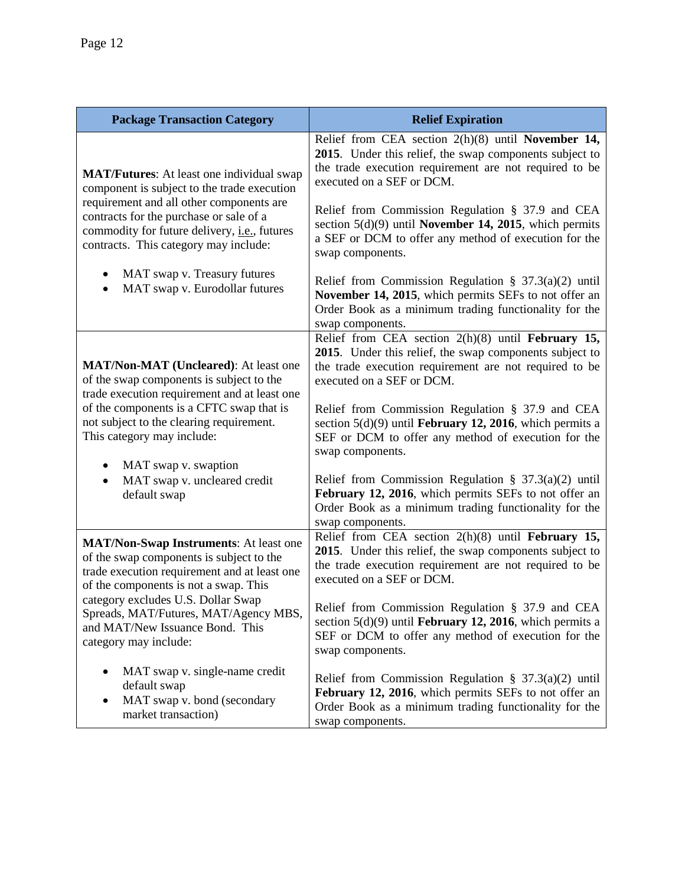| **Package Transaction Category** | **Relief Expiration** |
|---|---|
| **MAT/Futures**: At least one individual swap component is subject to the trade execution requirement and all other components are contracts for the purchase or sale of a commodity for future delivery, i.e., futures contracts. This category may include:<br>• MAT swap v. Treasury futures<br>• MAT swap v. Eurodollar futures | Relief from CEA section 2(h)(8) until **November 14, 2015**. Under this relief, the swap components subject to the trade execution requirement are not required to be executed on a SEF or DCM.<br><br>Relief from Commission Regulation § 37.9 and CEA section 5(d)(9) until **November 14, 2015**, which permits a SEF or DCM to offer any method of execution for the swap components.<br><br>Relief from Commission Regulation § 37.3(a)(2) until **November 14, 2015**, which permits SEFs to not offer an Order Book as a minimum trading functionality for the swap components. |
| **MAT/Non-MAT (Uncleared)**: At least one of the swap components is subject to the trade execution requirement and at least one of the components is a CFTC swap that is not subject to the clearing requirement. This category may include:<br>• MAT swap v. swaption<br>• MAT swap v. uncleared credit default swap | Relief from CEA section 2(h)(8) until **February 15, 2015**. Under this relief, the swap components subject to the trade execution requirement are not required to be executed on a SEF or DCM.<br><br>Relief from Commission Regulation § 37.9 and CEA section 5(d)(9) until **February 12, 2016**, which permits a SEF or DCM to offer any method of execution for the swap components.<br><br>Relief from Commission Regulation § 37.3(a)(2) until **February 12, 2016**, which permits SEFs to not offer an Order Book as a minimum trading functionality for the swap components. |
| **MAT/Non-Swap Instruments**: At least one of the swap components is subject to the trade execution requirement and at least one of the components is not a swap. This category excludes U.S. Dollar Swap Spreads, MAT/Futures, MAT/Agency MBS, and MAT/New Issuance Bond. This category may include:<br>• MAT swap v. single-name credit default swap<br>• MAT swap v. bond (secondary market transaction) | Relief from CEA section 2(h)(8) until **February 15, 2015**. Under this relief, the swap components subject to the trade execution requirement are not required to be executed on a SEF or DCM.<br><br>Relief from Commission Regulation § 37.9 and CEA section 5(d)(9) until **February 12, 2016**, which permits a SEF or DCM to offer any method of execution for the swap components.<br><br>Relief from Commission Regulation § 37.3(a)(2) until **February 12, 2016**, which permits SEFs to not offer an Order Book as a minimum trading functionality for the swap components. |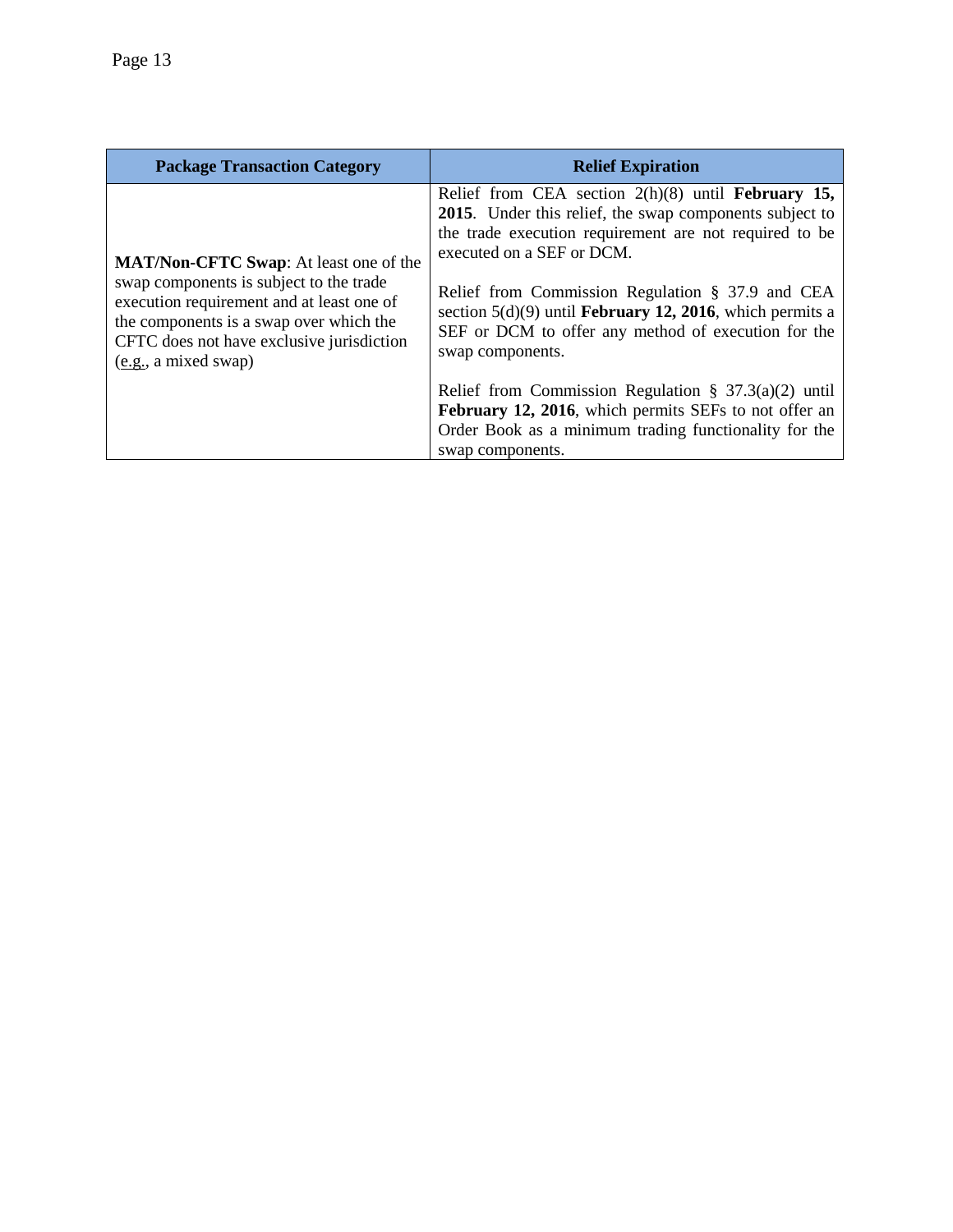| Package Transaction Category | Relief Expiration |
|---|---|
| **MAT/Non-CFTC Swap**: At least one of the swap components is subject to the trade execution requirement and at least one of the components is a swap over which the CFTC does not have exclusive jurisdiction (e.g., a mixed swap) | Relief from CEA section 2(h)(8) until **February 15, 2015**. Under this relief, the swap components subject to the trade execution requirement are not required to be executed on a SEF or DCM.<br><br>Relief from Commission Regulation § 37.9 and CEA section 5(d)(9) until **February 12, 2016**, which permits a SEF or DCM to offer any method of execution for the swap components.<br><br>Relief from Commission Regulation § 37.3(a)(2) until **February 12, 2016**, which permits SEFs to not offer an Order Book as a minimum trading functionality for the swap components. |